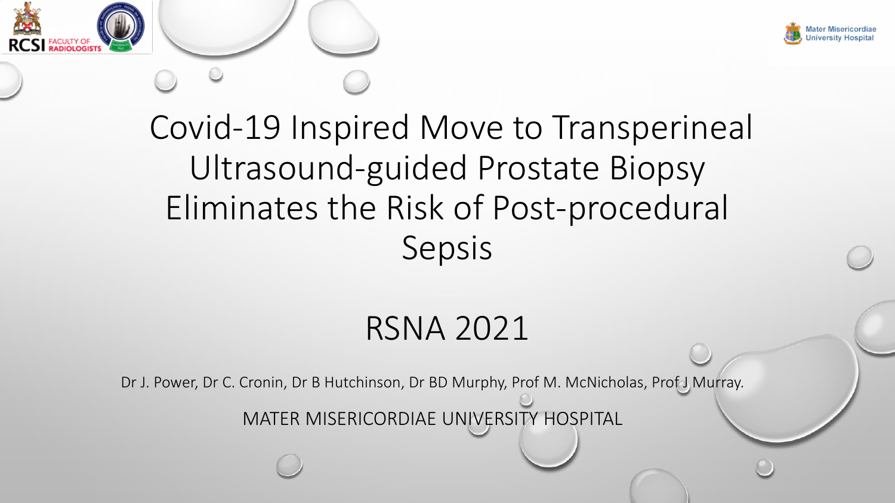# Covid-19 Inspired Move to Transperineal Ultrasound-guided Prostate Biopsy Eliminates the Risk of Post-procedural Sepsis

## RSNA 2021

Dr J. Power, Dr C. Cronin, Dr B Hutchinson, Dr BD Murphy, Prof M. McNicholas, Prof J Murray.

MATER MISERICORDIAE UNIVERSITY HOSPITAL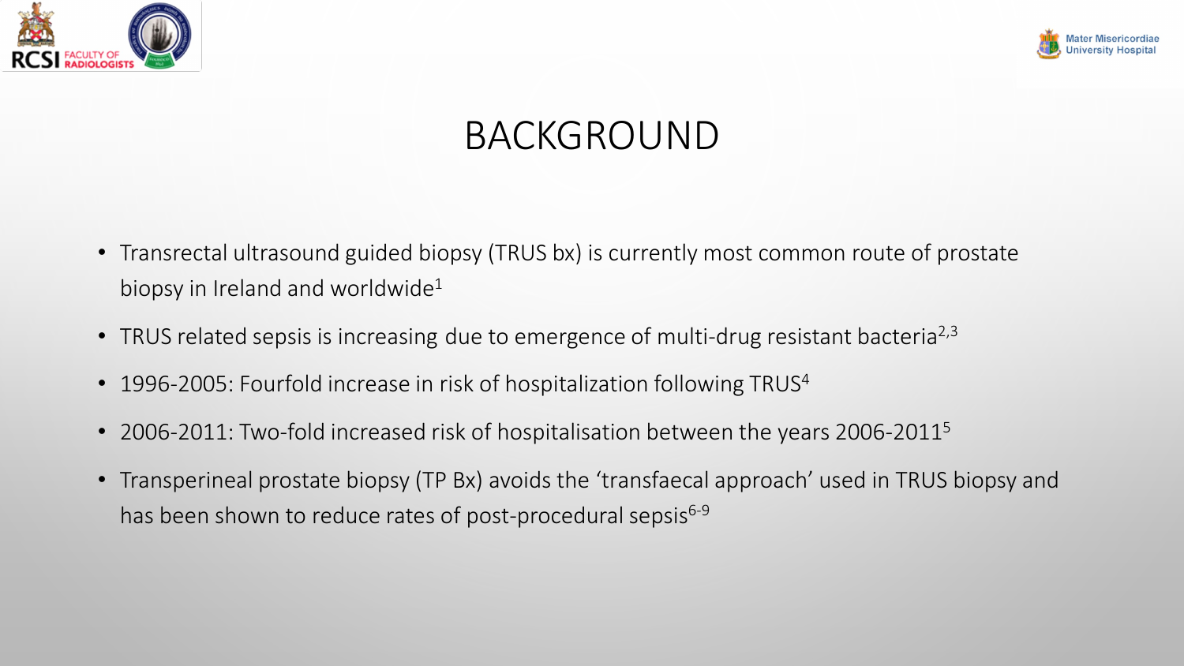# BACKGROUND

- Transrectal ultrasound guided biopsy (TRUS bx) is currently most common route of prostate biopsy in Ireland and worldwide[1]
- TRUS related sepsis is increasing due to emergence of multi-drug resistant bacteria[2,3]
- 1996-2005: Fourfold increase in risk of hospitalization following TRUS[4]
- 2006-2011: Two-fold increased risk of hospitalisation between the years 2006-2011[5]
- Transperineal prostate biopsy (TP Bx) avoids the 'transfaecal approach' used in TRUS biopsy and has been shown to reduce rates of post-procedural sepsis[6-9]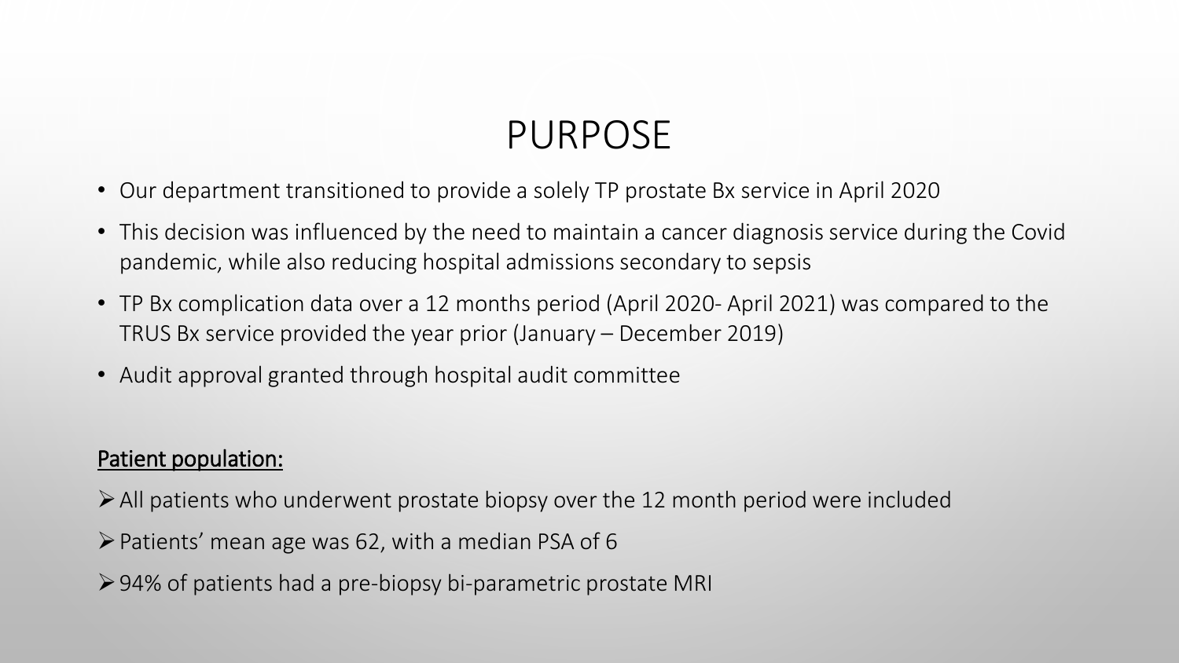# PURPOSE

- Our department transitioned to provide a solely TP prostate Bx service in April 2020
- This decision was influenced by the need to maintain a cancer diagnosis service during the Covid pandemic, while also reducing hospital admissions secondary to sepsis
- TP Bx complication data over a 12 months period (April 2020- April 2021) was compared to the TRUS Bx service provided the year prior (January – December 2019)
- Audit approval granted through hospital audit committee

<u>Patient population:</u>

- All patients who underwent prostate biopsy over the 12 month period were included
- Patients' mean age was 62, with a median PSA of 6
- 94% of patients had a pre-biopsy bi-parametric prostate MRI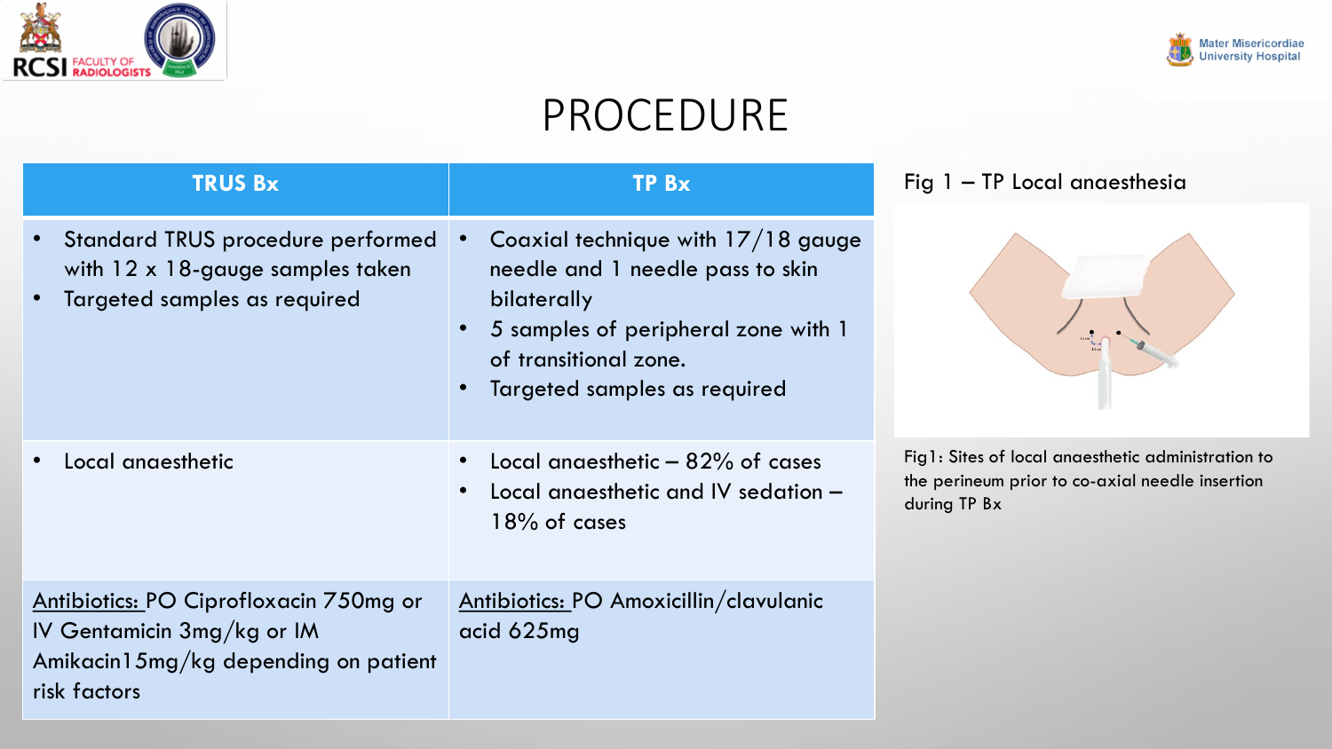# PROCEDURE

| TRUS Bx | TP Bx |
|---|---|
| • Standard TRUS procedure performed with 12 x 18-gauge samples taken<br>• Targeted samples as required | • Coaxial technique with 17/18 gauge needle and 1 needle pass to skin bilaterally<br>• 5 samples of peripheral zone with 1 of transitional zone.<br>• Targeted samples as required |
| • Local anaesthetic | • Local anaesthetic – 82% of cases<br>• Local anaesthetic and IV sedation – 18% of cases |
| <u>Antibiotics:</u> PO Ciprofloxacin 750mg or IV Gentamicin 3mg/kg or IM Amikacin15mg/kg depending on patient risk factors | <u>Antibiotics:</u> PO Amoxicillin/clavulanic acid 625mg |

Fig 1 – TP Local anaesthesia

Fig1: Sites of local anaesthetic administration to the perineum prior to co-axial needle insertion during TP Bx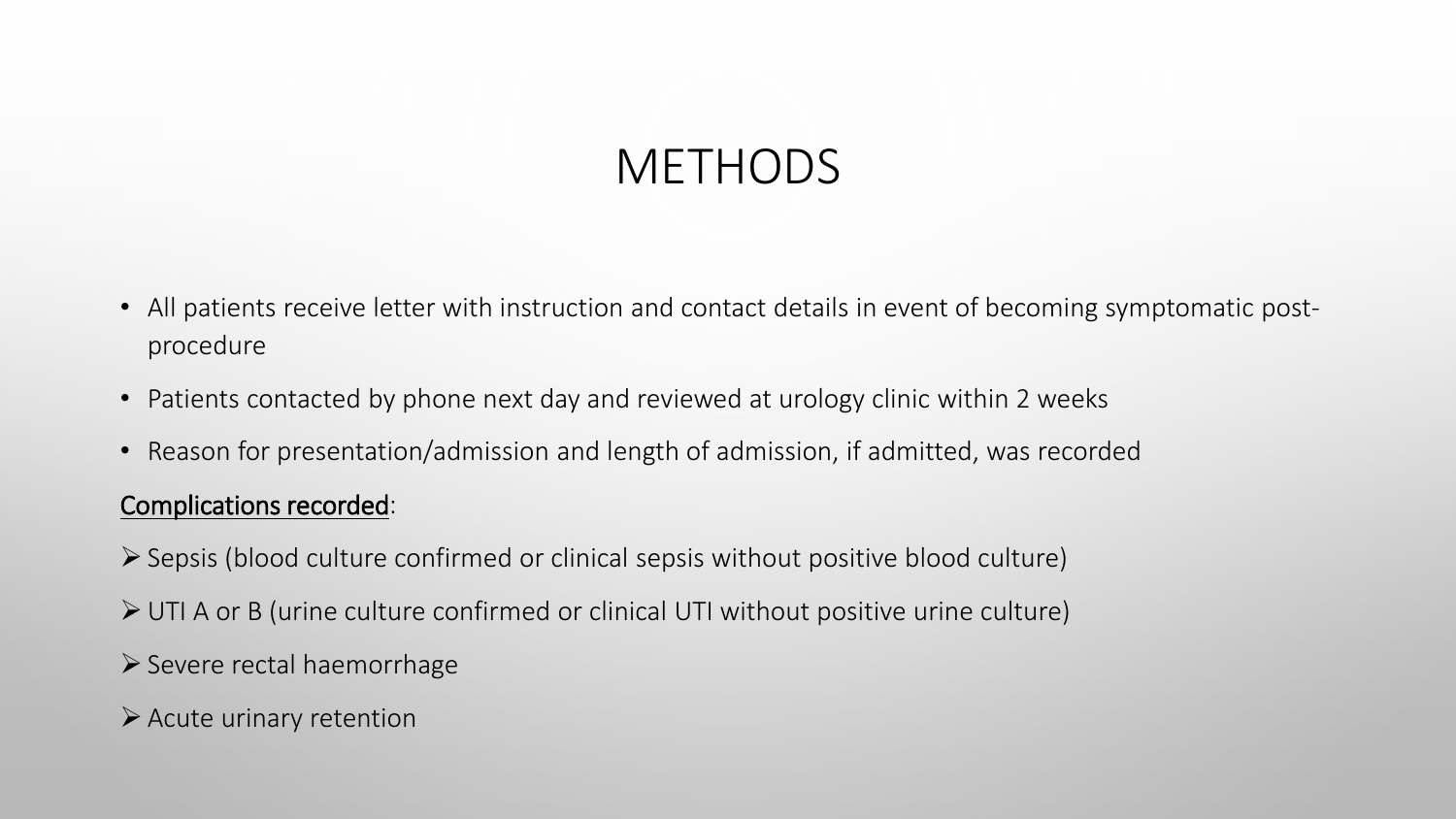# METHODS

- All patients receive letter with instruction and contact details in event of becoming symptomatic post-procedure
- Patients contacted by phone next day and reviewed at urology clinic within 2 weeks
- Reason for presentation/admission and length of admission, if admitted, was recorded

<u>Complications recorded</u>:

- Sepsis (blood culture confirmed or clinical sepsis without positive blood culture)
- UTI A or B (urine culture confirmed or clinical UTI without positive urine culture)
- Severe rectal haemorrhage
- Acute urinary retention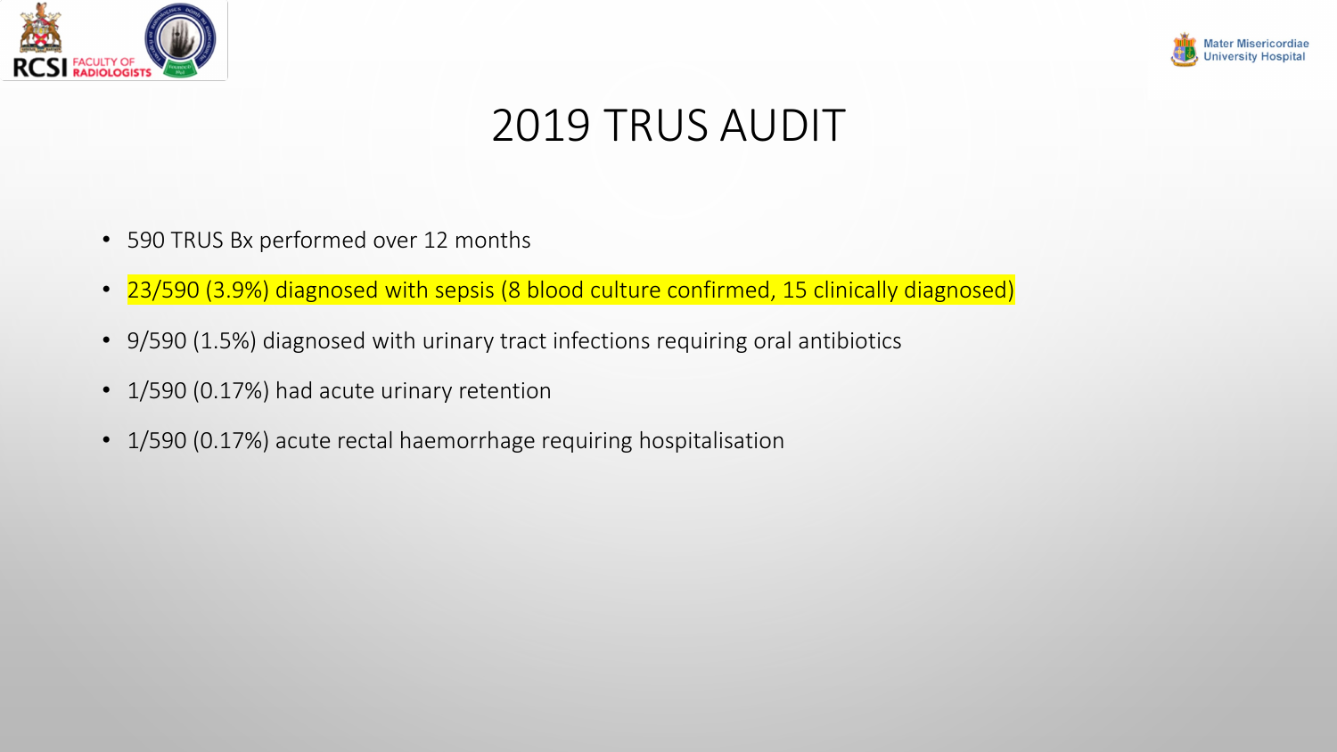# 2019 TRUS AUDIT

- 590 TRUS Bx performed over 12 months
- 23/590 (3.9%) diagnosed with sepsis (8 blood culture confirmed, 15 clinically diagnosed)
- 9/590 (1.5%) diagnosed with urinary tract infections requiring oral antibiotics
- 1/590 (0.17%) had acute urinary retention
- 1/590 (0.17%) acute rectal haemorrhage requiring hospitalisation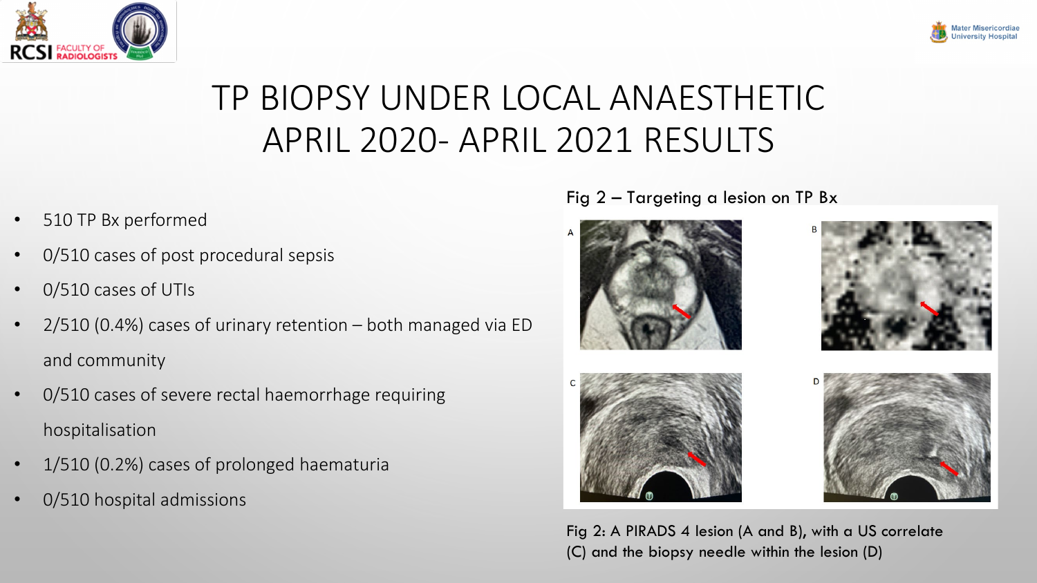# TP BIOPSY UNDER LOCAL ANAESTHETIC APRIL 2020- APRIL 2021 RESULTS

- 510 TP Bx performed
- 0/510 cases of post procedural sepsis
- 0/510 cases of UTIs
- 2/510 (0.4%) cases of urinary retention – both managed via ED and community
- 0/510 cases of severe rectal haemorrhage requiring hospitalisation
- 1/510 (0.2%) cases of prolonged haematuria
- 0/510 hospital admissions

Fig 2 – Targeting a lesion on TP Bx

Fig 2: A PIRADS 4 lesion (A and B), with a US correlate (C) and the biopsy needle within the lesion (D)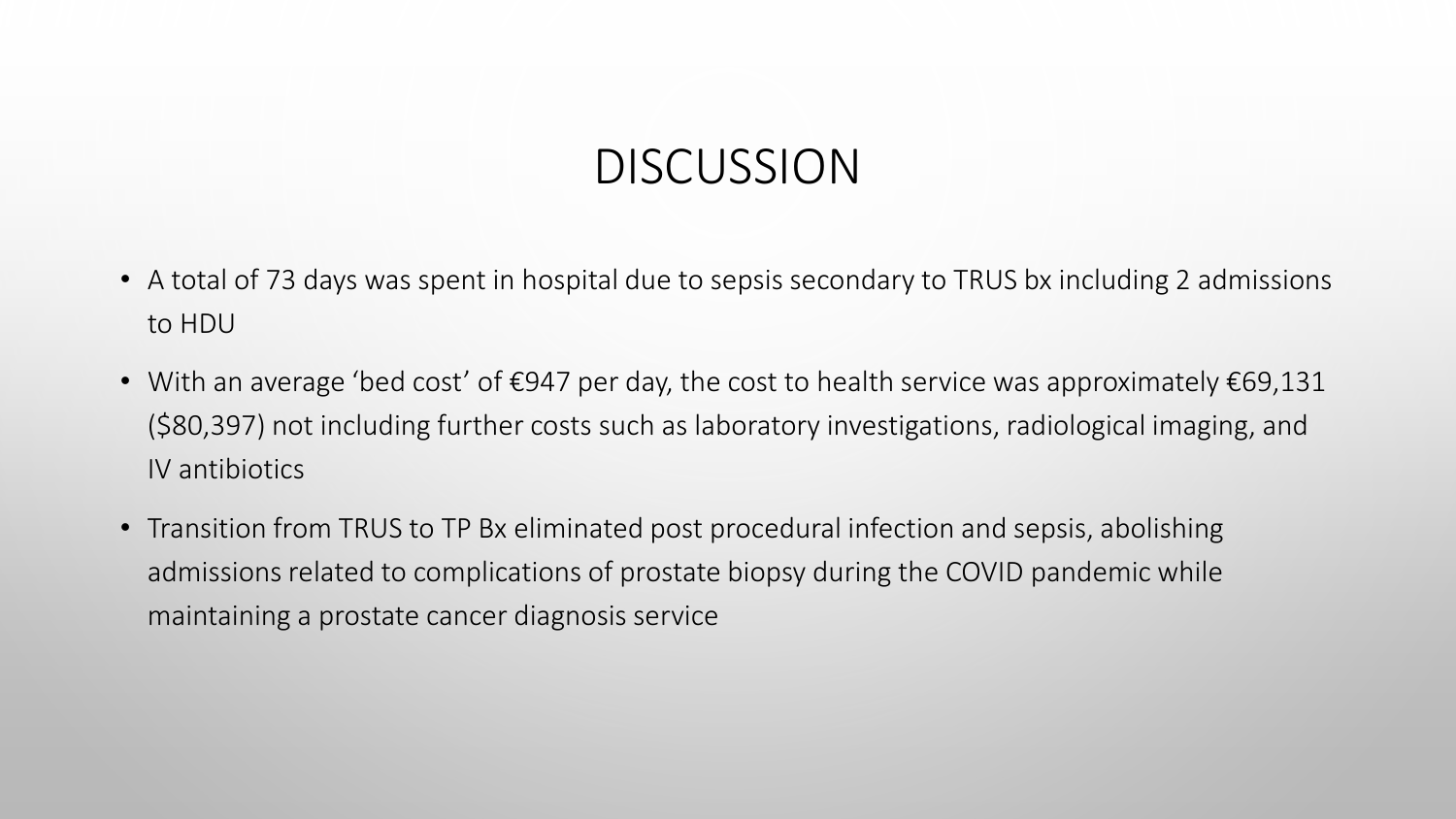# DISCUSSION

- A total of 73 days was spent in hospital due to sepsis secondary to TRUS bx including 2 admissions to HDU
- With an average 'bed cost' of €947 per day, the cost to health service was approximately €69,131 ($80,397) not including further costs such as laboratory investigations, radiological imaging, and IV antibiotics
- Transition from TRUS to TP Bx eliminated post procedural infection and sepsis, abolishing admissions related to complications of prostate biopsy during the COVID pandemic while maintaining a prostate cancer diagnosis service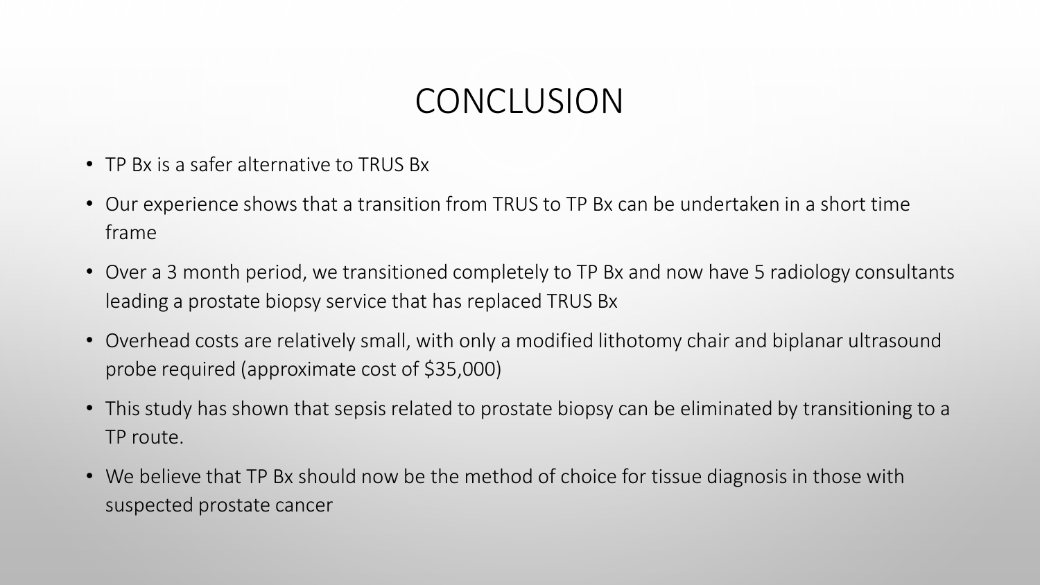# CONCLUSION

- TP Bx is a safer alternative to TRUS Bx
- Our experience shows that a transition from TRUS to TP Bx can be undertaken in a short time frame
- Over a 3 month period, we transitioned completely to TP Bx and now have 5 radiology consultants leading a prostate biopsy service that has replaced TRUS Bx
- Overhead costs are relatively small, with only a modified lithotomy chair and biplanar ultrasound probe required (approximate cost of $35,000)
- This study has shown that sepsis related to prostate biopsy can be eliminated by transitioning to a TP route.
- We believe that TP Bx should now be the method of choice for tissue diagnosis in those with suspected prostate cancer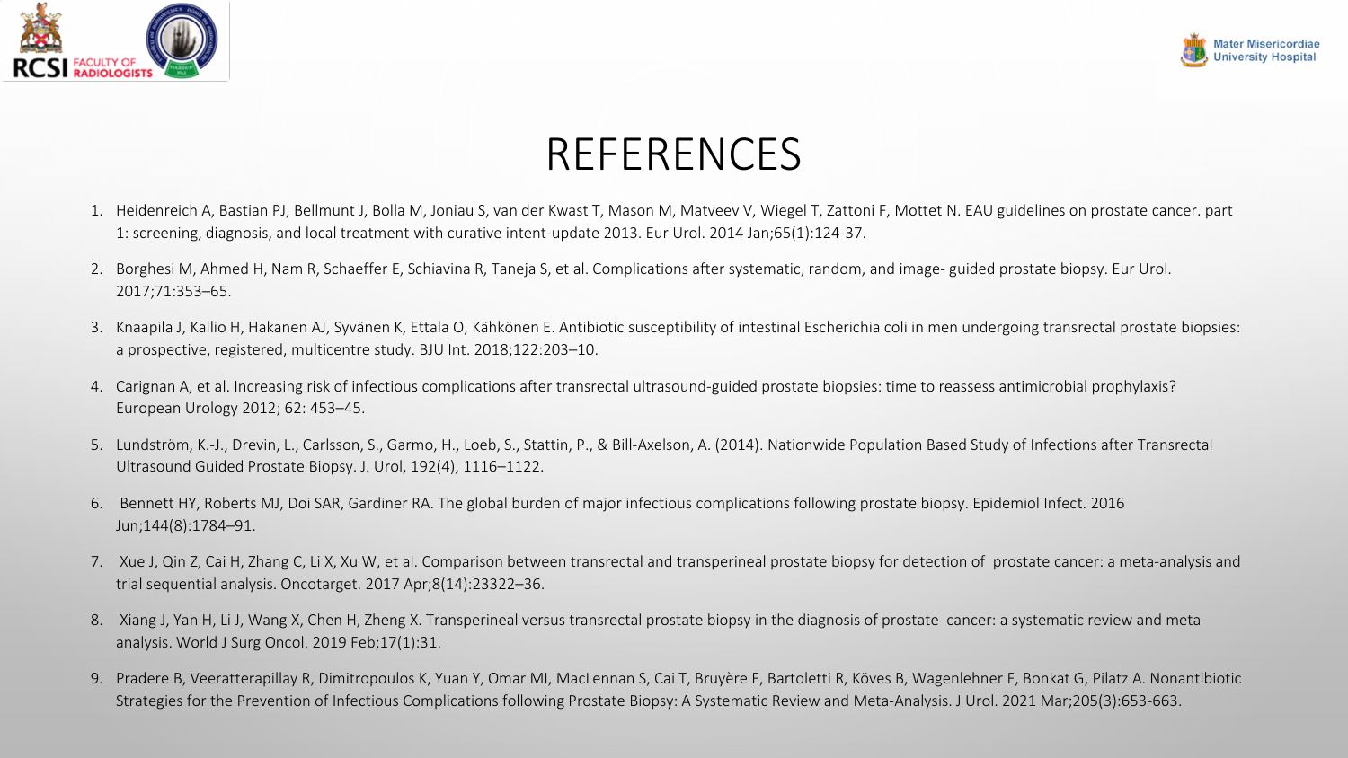# REFERENCES

1. Heidenreich A, Bastian PJ, Bellmunt J, Bolla M, Joniau S, van der Kwast T, Mason M, Matveev V, Wiegel T, Zattoni F, Mottet N. EAU guidelines on prostate cancer. part 1: screening, diagnosis, and local treatment with curative intent-update 2013. Eur Urol. 2014 Jan;65(1):124-37.
2. Borghesi M, Ahmed H, Nam R, Schaeffer E, Schiavina R, Taneja S, et al. Complications after systematic, random, and image- guided prostate biopsy. Eur Urol. 2017;71:353–65.
3. Knaapila J, Kallio H, Hakanen AJ, Syvänen K, Ettala O, Kähkönen E. Antibiotic susceptibility of intestinal Escherichia coli in men undergoing transrectal prostate biopsies: a prospective, registered, multicentre study. BJU Int. 2018;122:203–10.
4. Carignan A, et al. Increasing risk of infectious complications after transrectal ultrasound-guided prostate biopsies: time to reassess antimicrobial prophylaxis? European Urology 2012; 62: 453–45.
5. Lundström, K.-J., Drevin, L., Carlsson, S., Garmo, H., Loeb, S., Stattin, P., & Bill-Axelson, A. (2014). Nationwide Population Based Study of Infections after Transrectal Ultrasound Guided Prostate Biopsy. J. Urol, 192(4), 1116–1122.
6. Bennett HY, Roberts MJ, Doi SAR, Gardiner RA. The global burden of major infectious complications following prostate biopsy. Epidemiol Infect. 2016 Jun;144(8):1784–91.
7. Xue J, Qin Z, Cai H, Zhang C, Li X, Xu W, et al. Comparison between transrectal and transperineal prostate biopsy for detection of prostate cancer: a meta-analysis and trial sequential analysis. Oncotarget. 2017 Apr;8(14):23322–36.
8. Xiang J, Yan H, Li J, Wang X, Chen H, Zheng X. Transperineal versus transrectal prostate biopsy in the diagnosis of prostate cancer: a systematic review and meta-analysis. World J Surg Oncol. 2019 Feb;17(1):31.
9. Pradere B, Veeratterapillay R, Dimitropoulos K, Yuan Y, Omar MI, MacLennan S, Cai T, Bruyère F, Bartoletti R, Köves B, Wagenlehner F, Bonkat G, Pilatz A. Nonantibiotic Strategies for the Prevention of Infectious Complications following Prostate Biopsy: A Systematic Review and Meta-Analysis. J Urol. 2021 Mar;205(3):653-663.